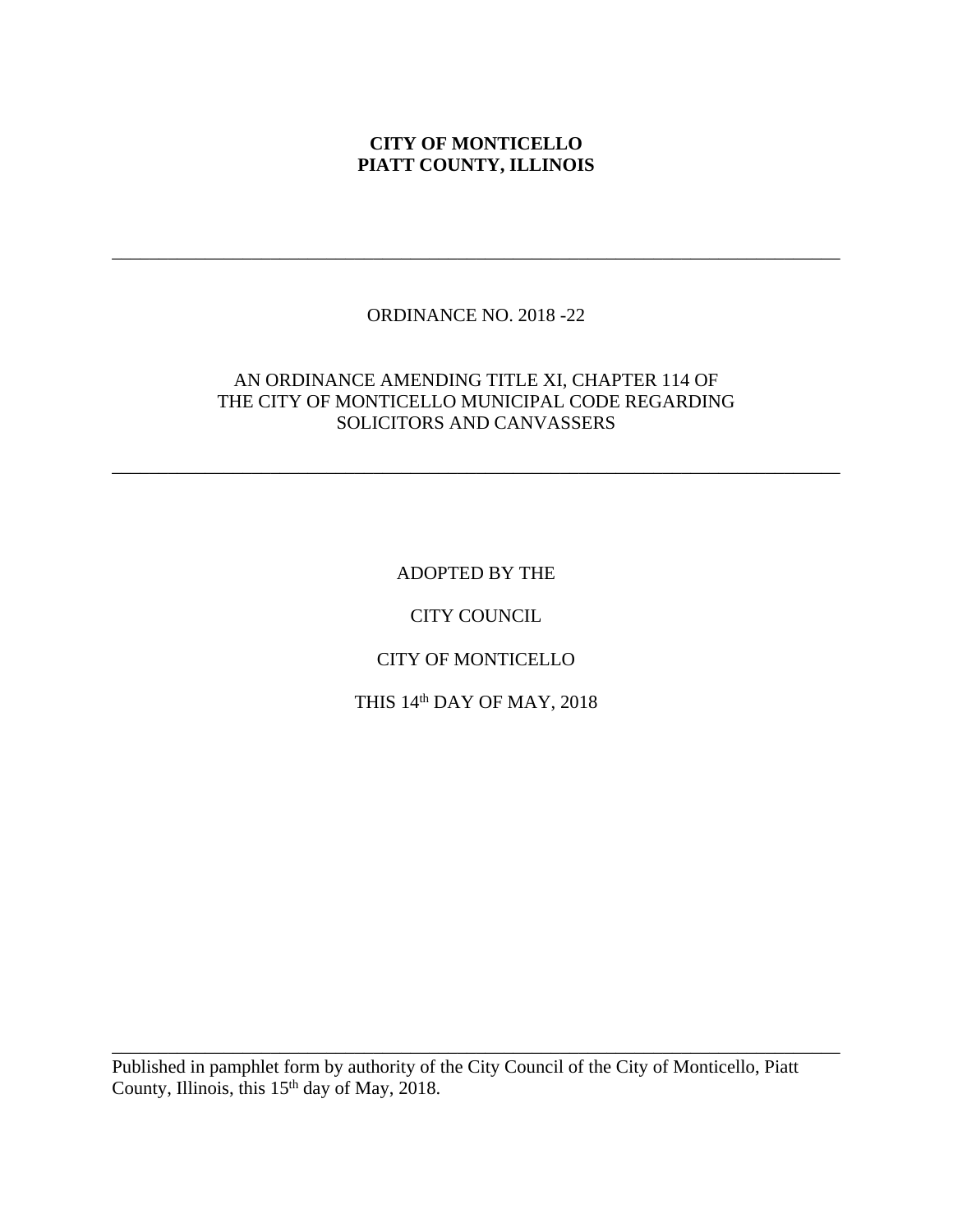**CITY OF MONTICELLO**
**PIATT COUNTY, ILLINOIS**

---

ORDINANCE NO. 2018 -22

AN ORDINANCE AMENDING TITLE XI, CHAPTER 114 OF THE CITY OF MONTICELLO MUNICIPAL CODE REGARDING SOLICITORS AND CANVASSERS

---

ADOPTED BY THE

CITY COUNCIL

CITY OF MONTICELLO

THIS 14th DAY OF MAY, 2018

---

Published in pamphlet form by authority of the City Council of the City of Monticello, Piatt County, Illinois, this 15th day of May, 2018.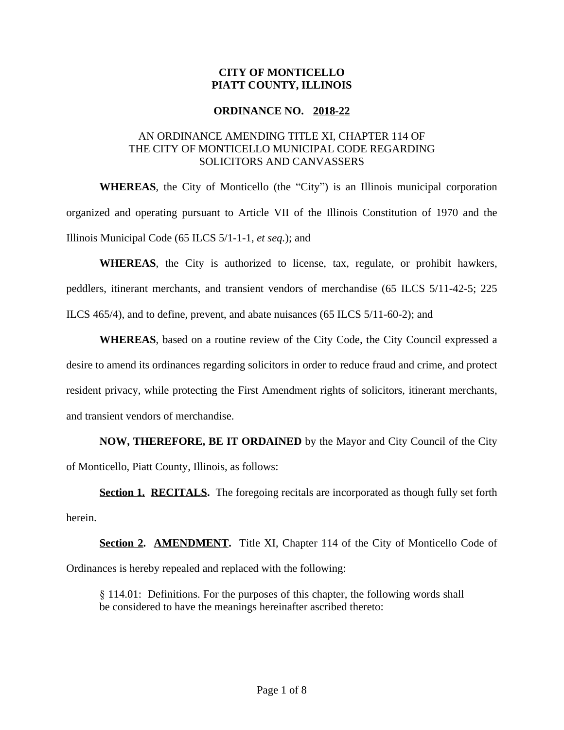**CITY OF MONTICELLO**
**PIATT COUNTY, ILLINOIS**

**ORDINANCE NO. 2018-22**

AN ORDINANCE AMENDING TITLE XI, CHAPTER 114 OF THE CITY OF MONTICELLO MUNICIPAL CODE REGARDING SOLICITORS AND CANVASSERS

**WHEREAS**, the City of Monticello (the "City") is an Illinois municipal corporation organized and operating pursuant to Article VII of the Illinois Constitution of 1970 and the Illinois Municipal Code (65 ILCS 5/1-1-1, *et seq.*); and

**WHEREAS**, the City is authorized to license, tax, regulate, or prohibit hawkers, peddlers, itinerant merchants, and transient vendors of merchandise (65 ILCS 5/11-42-5; 225 ILCS 465/4), and to define, prevent, and abate nuisances (65 ILCS 5/11-60-2); and

**WHEREAS**, based on a routine review of the City Code, the City Council expressed a desire to amend its ordinances regarding solicitors in order to reduce fraud and crime, and protect resident privacy, while protecting the First Amendment rights of solicitors, itinerant merchants, and transient vendors of merchandise.

**NOW, THEREFORE, BE IT ORDAINED** by the Mayor and City Council of the City of Monticello, Piatt County, Illinois, as follows:

**Section 1. RECITALS.** The foregoing recitals are incorporated as though fully set forth herein.

**Section 2. AMENDMENT.** Title XI, Chapter 114 of the City of Monticello Code of Ordinances is hereby repealed and replaced with the following:

§ 114.01: Definitions. For the purposes of this chapter, the following words shall be considered to have the meanings hereinafter ascribed thereto: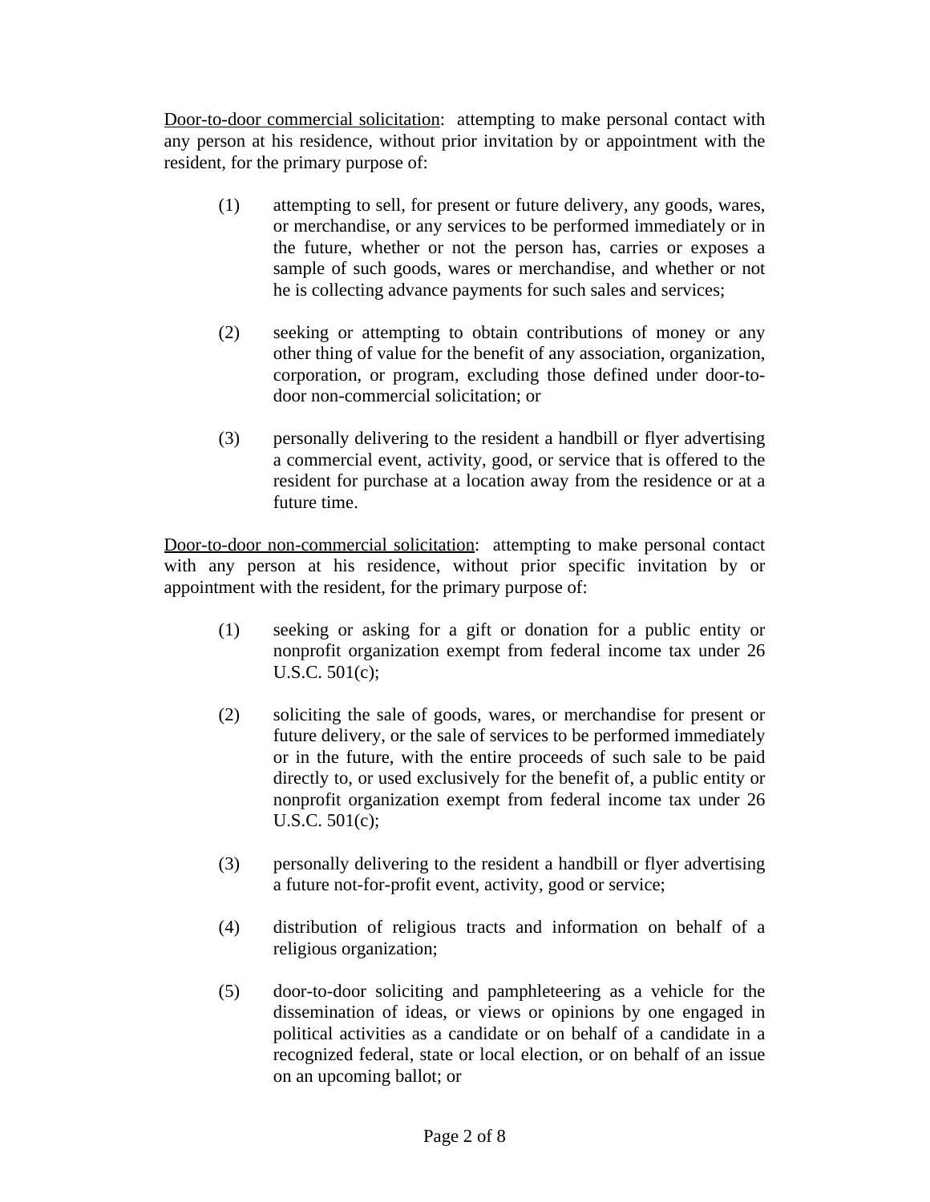<u>Door-to-door commercial solicitation</u>: attempting to make personal contact with any person at his residence, without prior invitation by or appointment with the resident, for the primary purpose of:

(1) attempting to sell, for present or future delivery, any goods, wares, or merchandise, or any services to be performed immediately or in the future, whether or not the person has, carries or exposes a sample of such goods, wares or merchandise, and whether or not he is collecting advance payments for such sales and services;

(2) seeking or attempting to obtain contributions of money or any other thing of value for the benefit of any association, organization, corporation, or program, excluding those defined under door-to-door non-commercial solicitation; or

(3) personally delivering to the resident a handbill or flyer advertising a commercial event, activity, good, or service that is offered to the resident for purchase at a location away from the residence or at a future time.

<u>Door-to-door non-commercial solicitation</u>: attempting to make personal contact with any person at his residence, without prior specific invitation by or appointment with the resident, for the primary purpose of:

(1) seeking or asking for a gift or donation for a public entity or nonprofit organization exempt from federal income tax under 26 U.S.C. 501(c);

(2) soliciting the sale of goods, wares, or merchandise for present or future delivery, or the sale of services to be performed immediately or in the future, with the entire proceeds of such sale to be paid directly to, or used exclusively for the benefit of, a public entity or nonprofit organization exempt from federal income tax under 26 U.S.C. 501(c);

(3) personally delivering to the resident a handbill or flyer advertising a future not-for-profit event, activity, good or service;

(4) distribution of religious tracts and information on behalf of a religious organization;

(5) door-to-door soliciting and pamphleteering as a vehicle for the dissemination of ideas, or views or opinions by one engaged in political activities as a candidate or on behalf of a candidate in a recognized federal, state or local election, or on behalf of an issue on an upcoming ballot; or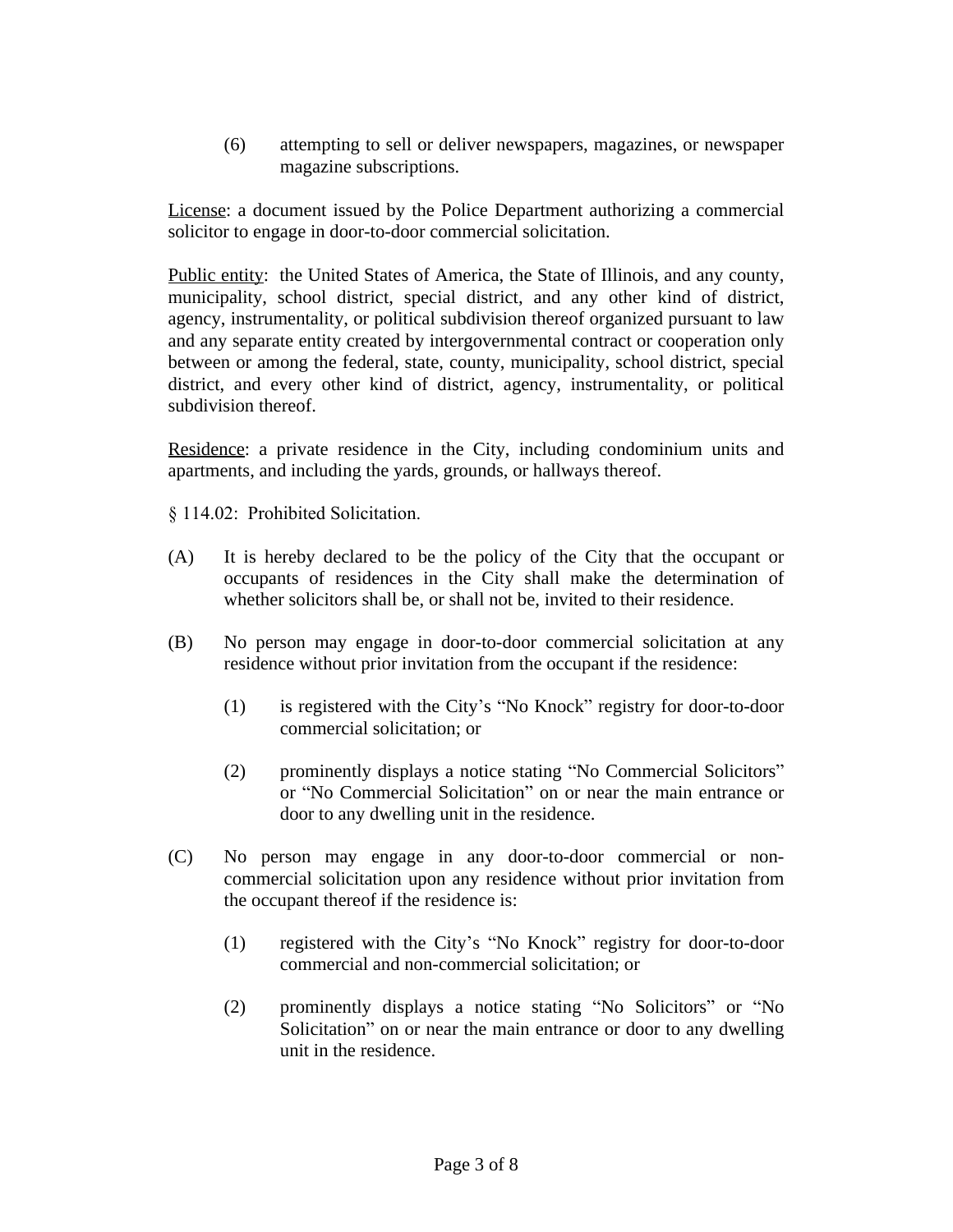(6) attempting to sell or deliver newspapers, magazines, or newspaper magazine subscriptions.

License: a document issued by the Police Department authorizing a commercial solicitor to engage in door-to-door commercial solicitation.

Public entity: the United States of America, the State of Illinois, and any county, municipality, school district, special district, and any other kind of district, agency, instrumentality, or political subdivision thereof organized pursuant to law and any separate entity created by intergovernmental contract or cooperation only between or among the federal, state, county, municipality, school district, special district, and every other kind of district, agency, instrumentality, or political subdivision thereof.

Residence: a private residence in the City, including condominium units and apartments, and including the yards, grounds, or hallways thereof.

§ 114.02: Prohibited Solicitation.

(A) It is hereby declared to be the policy of the City that the occupant or occupants of residences in the City shall make the determination of whether solicitors shall be, or shall not be, invited to their residence.

(B) No person may engage in door-to-door commercial solicitation at any residence without prior invitation from the occupant if the residence:

(1) is registered with the City's "No Knock" registry for door-to-door commercial solicitation; or

(2) prominently displays a notice stating "No Commercial Solicitors" or "No Commercial Solicitation" on or near the main entrance or door to any dwelling unit in the residence.

(C) No person may engage in any door-to-door commercial or non-commercial solicitation upon any residence without prior invitation from the occupant thereof if the residence is:

(1) registered with the City's "No Knock" registry for door-to-door commercial and non-commercial solicitation; or

(2) prominently displays a notice stating "No Solicitors" or "No Solicitation" on or near the main entrance or door to any dwelling unit in the residence.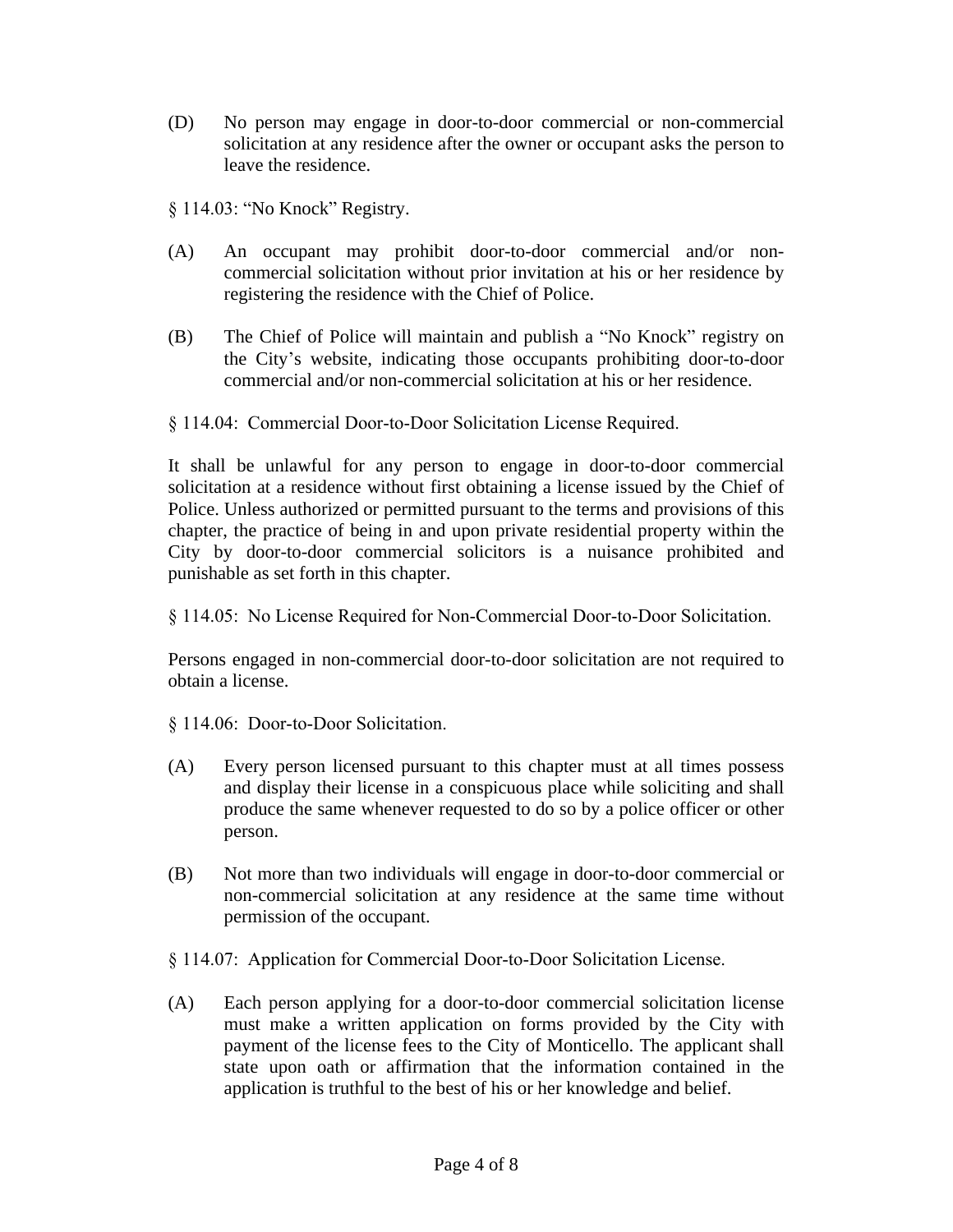(D) No person may engage in door-to-door commercial or non-commercial solicitation at any residence after the owner or occupant asks the person to leave the residence.

§ 114.03: "No Knock" Registry.

(A) An occupant may prohibit door-to-door commercial and/or non-commercial solicitation without prior invitation at his or her residence by registering the residence with the Chief of Police.

(B) The Chief of Police will maintain and publish a "No Knock" registry on the City's website, indicating those occupants prohibiting door-to-door commercial and/or non-commercial solicitation at his or her residence.

§ 114.04: Commercial Door-to-Door Solicitation License Required.

It shall be unlawful for any person to engage in door-to-door commercial solicitation at a residence without first obtaining a license issued by the Chief of Police. Unless authorized or permitted pursuant to the terms and provisions of this chapter, the practice of being in and upon private residential property within the City by door-to-door commercial solicitors is a nuisance prohibited and punishable as set forth in this chapter.

§ 114.05: No License Required for Non-Commercial Door-to-Door Solicitation.

Persons engaged in non-commercial door-to-door solicitation are not required to obtain a license.

§ 114.06: Door-to-Door Solicitation.

(A) Every person licensed pursuant to this chapter must at all times possess and display their license in a conspicuous place while soliciting and shall produce the same whenever requested to do so by a police officer or other person.

(B) Not more than two individuals will engage in door-to-door commercial or non-commercial solicitation at any residence at the same time without permission of the occupant.

§ 114.07: Application for Commercial Door-to-Door Solicitation License.

(A) Each person applying for a door-to-door commercial solicitation license must make a written application on forms provided by the City with payment of the license fees to the City of Monticello. The applicant shall state upon oath or affirmation that the information contained in the application is truthful to the best of his or her knowledge and belief.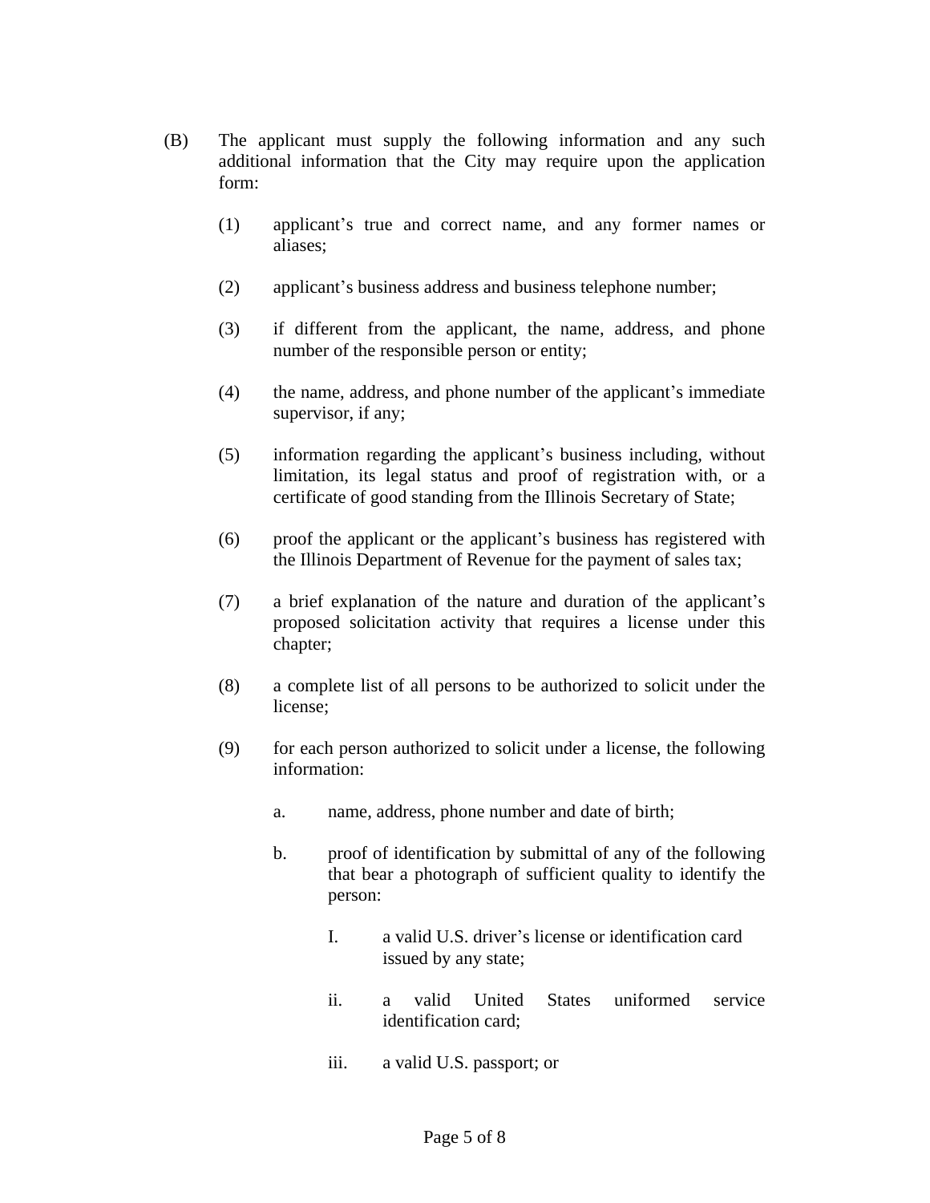(B) The applicant must supply the following information and any such additional information that the City may require upon the application form:

(1) applicant's true and correct name, and any former names or aliases;

(2) applicant's business address and business telephone number;

(3) if different from the applicant, the name, address, and phone number of the responsible person or entity;

(4) the name, address, and phone number of the applicant's immediate supervisor, if any;

(5) information regarding the applicant's business including, without limitation, its legal status and proof of registration with, or a certificate of good standing from the Illinois Secretary of State;

(6) proof the applicant or the applicant's business has registered with the Illinois Department of Revenue for the payment of sales tax;

(7) a brief explanation of the nature and duration of the applicant's proposed solicitation activity that requires a license under this chapter;

(8) a complete list of all persons to be authorized to solicit under the license;

(9) for each person authorized to solicit under a license, the following information:

a. name, address, phone number and date of birth;

b. proof of identification by submittal of any of the following that bear a photograph of sufficient quality to identify the person:

I. a valid U.S. driver's license or identification card issued by any state;

ii. a valid United States uniformed service identification card;

iii. a valid U.S. passport; or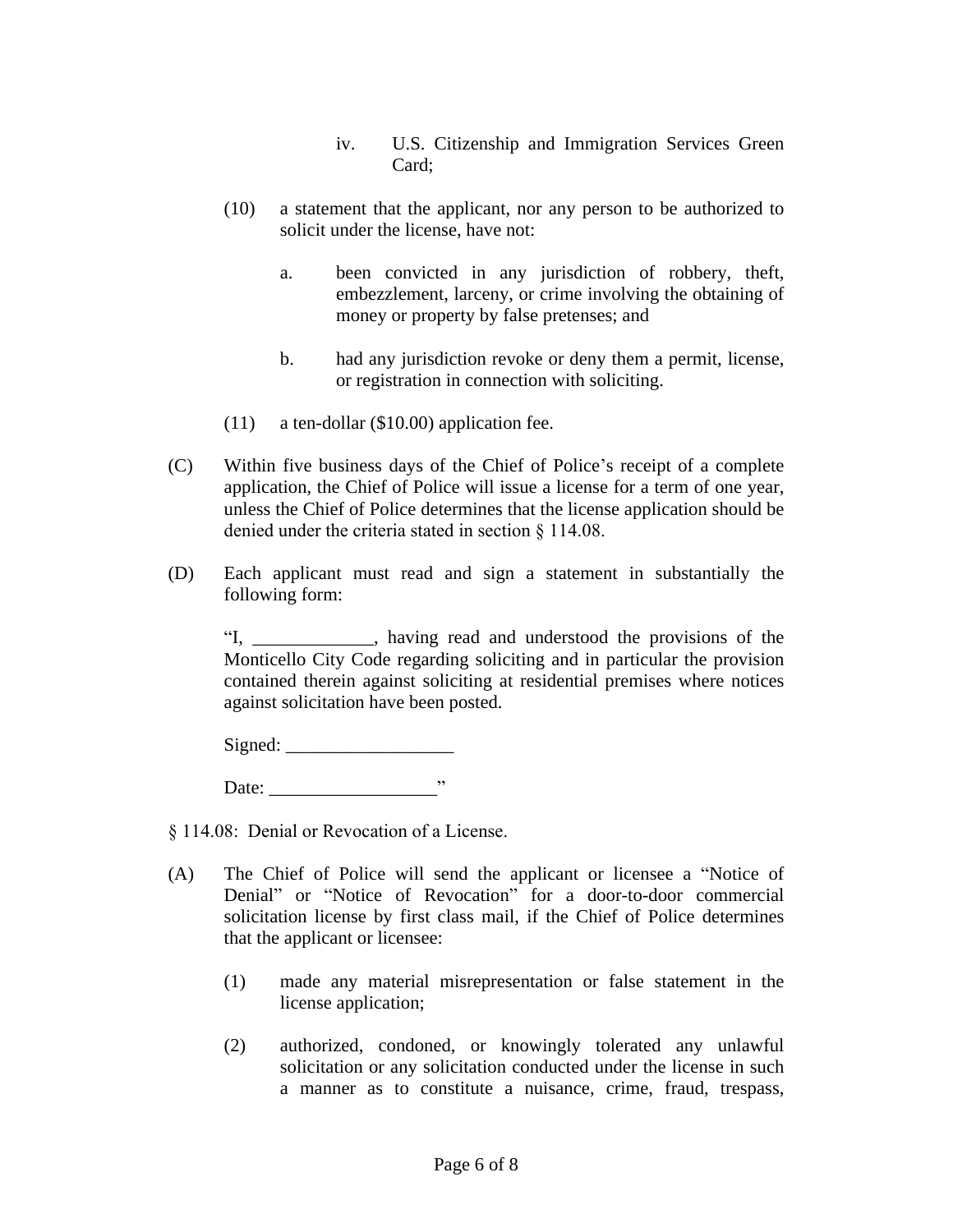iv. U.S. Citizenship and Immigration Services Green Card;

(10) a statement that the applicant, nor any person to be authorized to solicit under the license, have not:

a. been convicted in any jurisdiction of robbery, theft, embezzlement, larceny, or crime involving the obtaining of money or property by false pretenses; and

b. had any jurisdiction revoke or deny them a permit, license, or registration in connection with soliciting.

(11) a ten-dollar ($10.00) application fee.

(C) Within five business days of the Chief of Police's receipt of a complete application, the Chief of Police will issue a license for a term of one year, unless the Chief of Police determines that the license application should be denied under the criteria stated in section § 114.08.

(D) Each applicant must read and sign a statement in substantially the following form:

"I, _____________, having read and understood the provisions of the Monticello City Code regarding soliciting and in particular the provision contained therein against soliciting at residential premises where notices against solicitation have been posted.

Signed: __________________

Date: __________________"

§ 114.08: Denial or Revocation of a License.

(A) The Chief of Police will send the applicant or licensee a "Notice of Denial" or "Notice of Revocation" for a door-to-door commercial solicitation license by first class mail, if the Chief of Police determines that the applicant or licensee:

(1) made any material misrepresentation or false statement in the license application;

(2) authorized, condoned, or knowingly tolerated any unlawful solicitation or any solicitation conducted under the license in such a manner as to constitute a nuisance, crime, fraud, trespass,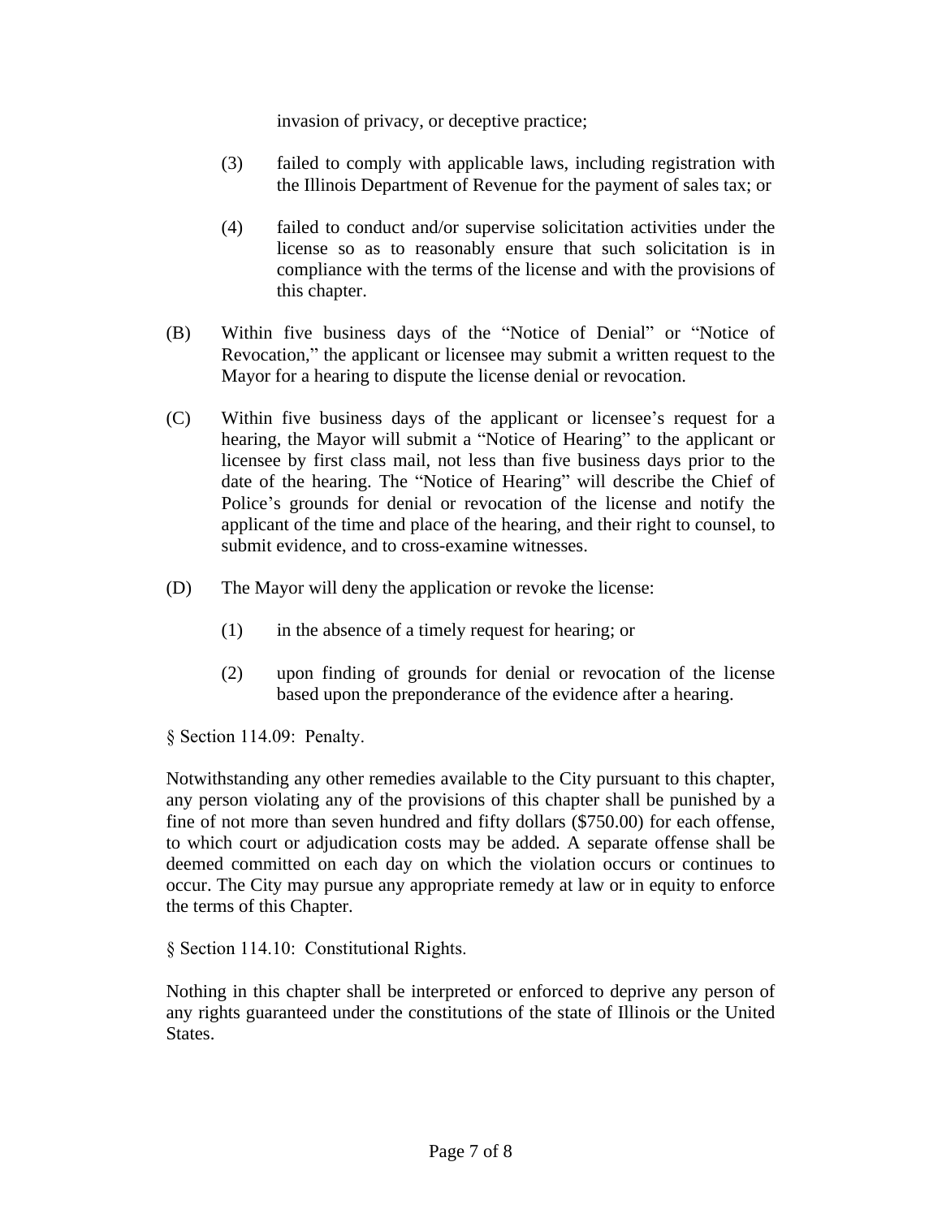invasion of privacy, or deceptive practice;

(3) failed to comply with applicable laws, including registration with the Illinois Department of Revenue for the payment of sales tax; or

(4) failed to conduct and/or supervise solicitation activities under the license so as to reasonably ensure that such solicitation is in compliance with the terms of the license and with the provisions of this chapter.

(B) Within five business days of the "Notice of Denial" or "Notice of Revocation," the applicant or licensee may submit a written request to the Mayor for a hearing to dispute the license denial or revocation.

(C) Within five business days of the applicant or licensee's request for a hearing, the Mayor will submit a "Notice of Hearing" to the applicant or licensee by first class mail, not less than five business days prior to the date of the hearing. The "Notice of Hearing" will describe the Chief of Police's grounds for denial or revocation of the license and notify the applicant of the time and place of the hearing, and their right to counsel, to submit evidence, and to cross-examine witnesses.

(D) The Mayor will deny the application or revoke the license:

(1) in the absence of a timely request for hearing; or

(2) upon finding of grounds for denial or revocation of the license based upon the preponderance of the evidence after a hearing.

§ Section 114.09: Penalty.

Notwithstanding any other remedies available to the City pursuant to this chapter, any person violating any of the provisions of this chapter shall be punished by a fine of not more than seven hundred and fifty dollars ($750.00) for each offense, to which court or adjudication costs may be added. A separate offense shall be deemed committed on each day on which the violation occurs or continues to occur. The City may pursue any appropriate remedy at law or in equity to enforce the terms of this Chapter.

§ Section 114.10: Constitutional Rights.

Nothing in this chapter shall be interpreted or enforced to deprive any person of any rights guaranteed under the constitutions of the state of Illinois or the United States.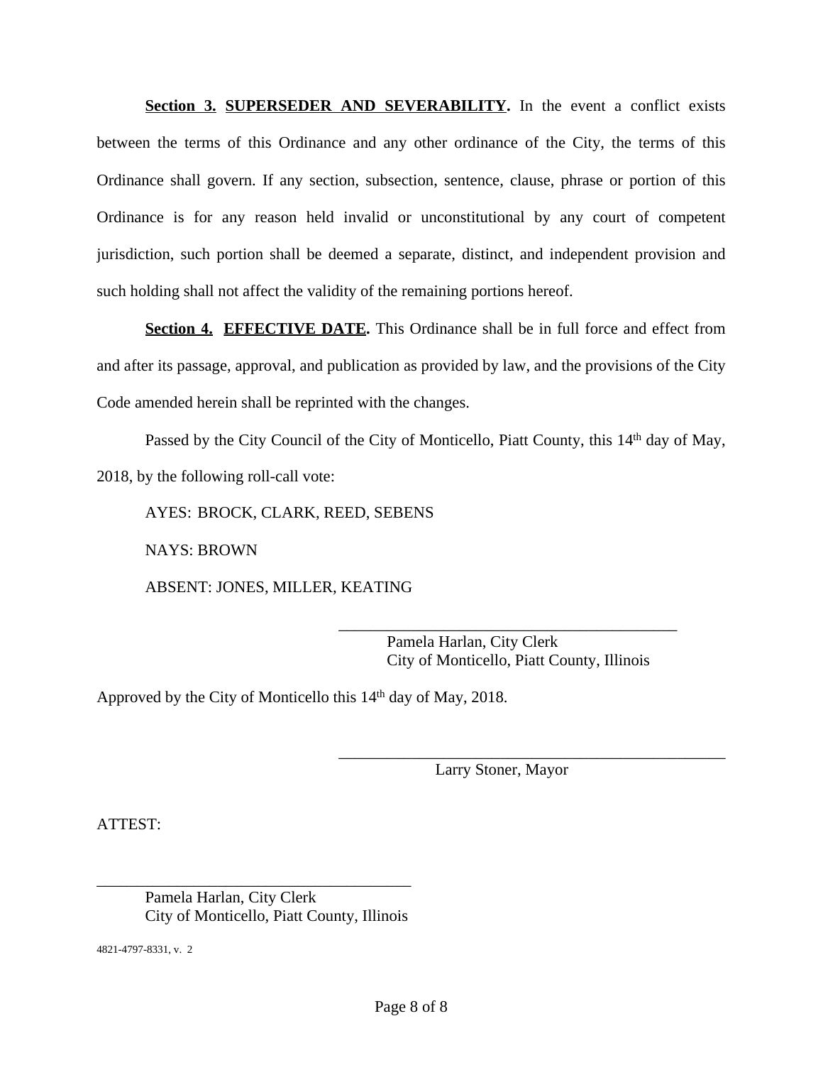**<u>Section 3.</u> <u>SUPERSEDER AND SEVERABILITY</u>.** In the event a conflict exists between the terms of this Ordinance and any other ordinance of the City, the terms of this Ordinance shall govern. If any section, subsection, sentence, clause, phrase or portion of this Ordinance is for any reason held invalid or unconstitutional by any court of competent jurisdiction, such portion shall be deemed a separate, distinct, and independent provision and such holding shall not affect the validity of the remaining portions hereof.

**<u>Section 4.</u> <u>EFFECTIVE DATE</u>.** This Ordinance shall be in full force and effect from and after its passage, approval, and publication as provided by law, and the provisions of the City Code amended herein shall be reprinted with the changes.

Passed by the City Council of the City of Monticello, Piatt County, this 14th day of May, 2018, by the following roll-call vote:

AYES: BROCK, CLARK, REED, SEBENS

NAYS: BROWN

ABSENT: JONES, MILLER, KEATING

\_\_\_\_\_\_\_\_\_\_\_\_\_\_\_\_\_\_\_\_\_\_\_\_\_\_\_\_\_\_\_\_\_\_\_\_\_\_\_\_
Pamela Harlan, City Clerk
City of Monticello, Piatt County, Illinois

Approved by the City of Monticello this 14th day of May, 2018.

\_\_\_\_\_\_\_\_\_\_\_\_\_\_\_\_\_\_\_\_\_\_\_\_\_\_\_\_\_\_\_\_\_\_\_\_\_\_\_\_\_\_\_\_\_\_
Larry Stoner, Mayor

ATTEST:

\_\_\_\_\_\_\_\_\_\_\_\_\_\_\_\_\_\_\_\_\_\_\_\_\_\_\_\_\_\_\_\_\_\_\_\_\_\_\_\_
Pamela Harlan, City Clerk
City of Monticello, Piatt County, Illinois

4821-4797-8331, v. 2